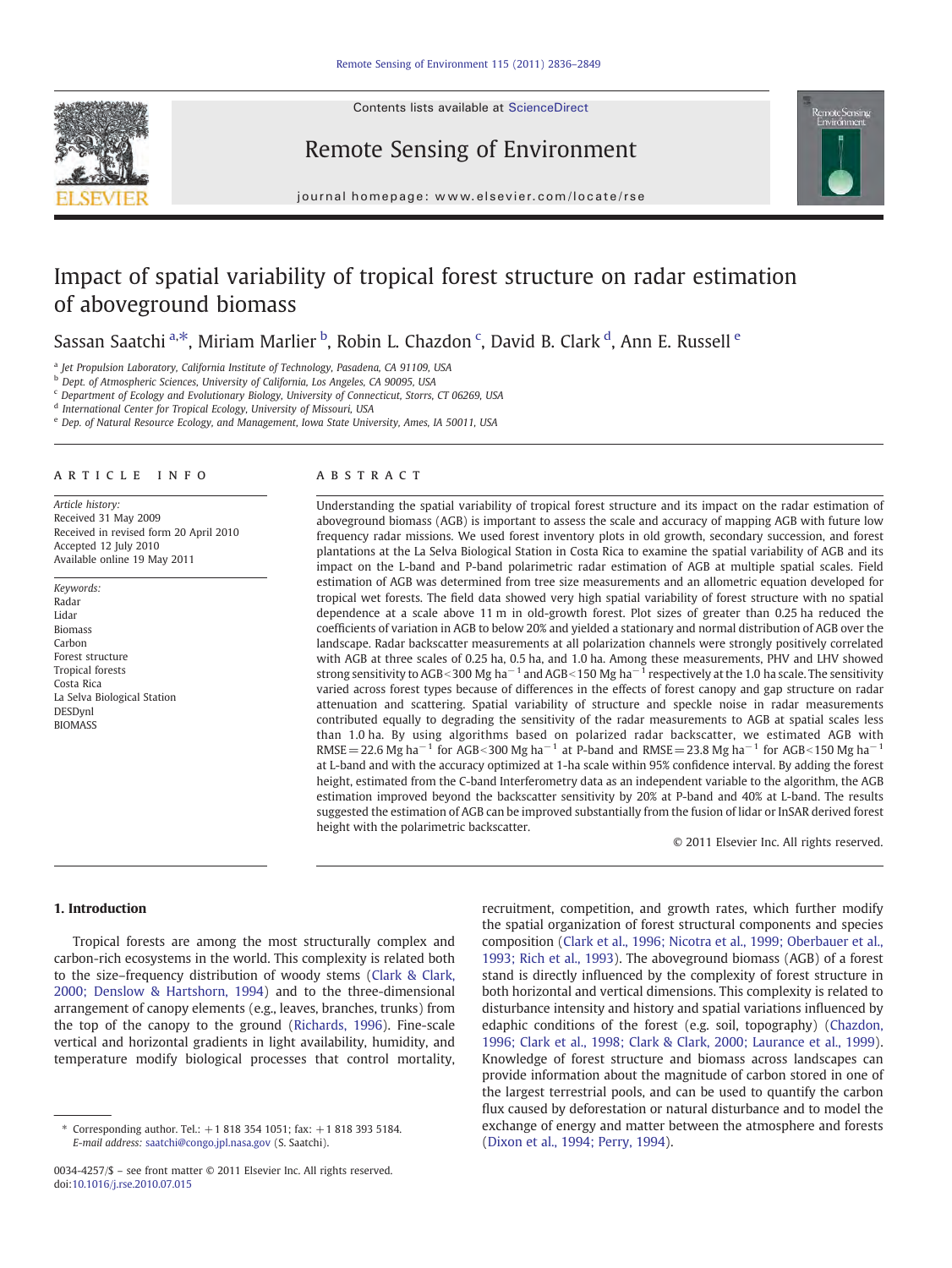# Impact of spatial variability of tropical forest structure on radar estimation of aboveground biomass

Sassan Saatchi [a,*], Miriam Marlier [b], Robin L. Chazdon [c], David B. Clark [d], Ann E. Russell [e]

[a] Jet Propulsion Laboratory, California Institute of Technology, Pasadena, CA 91109, USA
[b] Dept. of Atmospheric Sciences, University of California, Los Angeles, CA 90095, USA
[c] Department of Ecology and Evolutionary Biology, University of Connecticut, Storrs, CT 06269, USA
[d] International Center for Tropical Ecology, University of Missouri, USA
[e] Dep. of Natural Resource Ecology, and Management, Iowa State University, Ames, IA 50011, USA

## ARTICLE INFO

*Article history:*
Received 31 May 2009
Received in revised form 20 April 2010
Accepted 12 July 2010
Available online 19 May 2011

*Keywords:*
Radar
Lidar
Biomass
Carbon
Forest structure
Tropical forests
Costa Rica
La Selva Biological Station
DESDynI
BIOMASS

## ABSTRACT

Understanding the spatial variability of tropical forest structure and its impact on the radar estimation of aboveground biomass (AGB) is important to assess the scale and accuracy of mapping AGB with future low frequency radar missions. We used forest inventory plots in old growth, secondary succession, and forest plantations at the La Selva Biological Station in Costa Rica to examine the spatial variability of AGB and its impact on the L-band and P-band polarimetric radar estimation of AGB at multiple spatial scales. Field estimation of AGB was determined from tree size measurements and an allometric equation developed for tropical wet forests. The field data showed very high spatial variability of forest structure with no spatial dependence at a scale above 11 m in old-growth forest. Plot sizes of greater than 0.25 ha reduced the coefficients of variation in AGB to below 20% and yielded a stationary and normal distribution of AGB over the landscape. Radar backscatter measurements at all polarization channels were strongly positively correlated with AGB at three scales of 0.25 ha, 0.5 ha, and 1.0 ha. Among these measurements, PHV and LHV showed strong sensitivity to AGB<300 Mg ha$^{-1}$ and AGB<150 Mg ha$^{-1}$ respectively at the 1.0 ha scale. The sensitivity varied across forest types because of differences in the effects of forest canopy and gap structure on radar attenuation and scattering. Spatial variability of structure and speckle noise in radar measurements contributed equally to degrading the sensitivity of the radar measurements to AGB at spatial scales less than 1.0 ha. By using algorithms based on polarized radar backscatter, we estimated AGB with RMSE = 22.6 Mg ha$^{-1}$ for AGB<300 Mg ha$^{-1}$ at P-band and RMSE = 23.8 Mg ha$^{-1}$ for AGB<150 Mg ha$^{-1}$ at L-band and with the accuracy optimized at 1-ha scale within 95% confidence interval. By adding the forest height, estimated from the C-band Interferometry data as an independent variable to the algorithm, the AGB estimation improved beyond the backscatter sensitivity by 20% at P-band and 40% at L-band. The results suggested the estimation of AGB can be improved substantially from the fusion of lidar or InSAR derived forest height with the polarimetric backscatter.

© 2011 Elsevier Inc. All rights reserved.

## 1. Introduction

Tropical forests are among the most structurally complex and carbon-rich ecosystems in the world. This complexity is related both to the size–frequency distribution of woody stems (Clark & Clark, 2000; Denslow & Hartshorn, 1994) and to the three-dimensional arrangement of canopy elements (e.g., leaves, branches, trunks) from the top of the canopy to the ground (Richards, 1996). Fine-scale vertical and horizontal gradients in light availability, humidity, and temperature modify biological processes that control mortality, recruitment, competition, and growth rates, which further modify the spatial organization of forest structural components and species composition (Clark et al., 1996; Nicotra et al., 1999; Oberbauer et al., 1993; Rich et al., 1993). The aboveground biomass (AGB) of a forest stand is directly influenced by the complexity of forest structure in both horizontal and vertical dimensions. This complexity is related to disturbance intensity and history and spatial variations influenced by edaphic conditions of the forest (e.g. soil, topography) (Chazdon, 1996; Clark et al., 1998; Clark & Clark, 2000; Laurance et al., 1999). Knowledge of forest structure and biomass across landscapes can provide information about the magnitude of carbon stored in one of the largest terrestrial pools, and can be used to quantify the carbon flux caused by deforestation or natural disturbance and to model the exchange of energy and matter between the atmosphere and forests (Dixon et al., 1994; Perry, 1994).

* Corresponding author. Tel.: +1 818 354 1051; fax: +1 818 393 5184.
*E-mail address:* saatchi@congo.jpl.nasa.gov (S. Saatchi).

0034-4257/$ – see front matter © 2011 Elsevier Inc. All rights reserved.
doi:10.1016/j.rse.2010.07.015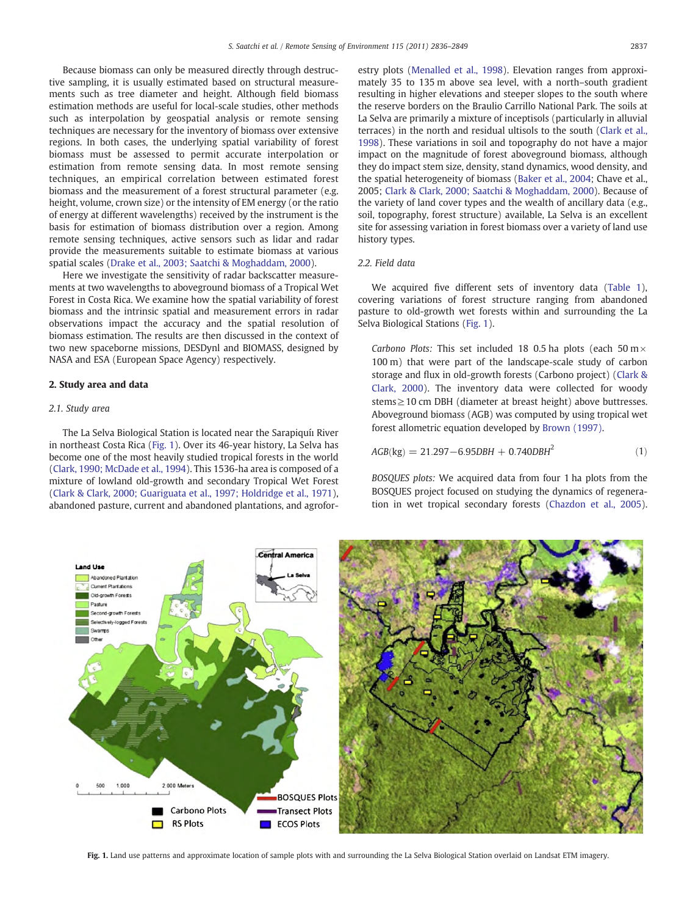Because biomass can only be measured directly through destructive sampling, it is usually estimated based on structural measurements such as tree diameter and height. Although field biomass estimation methods are useful for local-scale studies, other methods such as interpolation by geospatial analysis or remote sensing techniques are necessary for the inventory of biomass over extensive regions. In both cases, the underlying spatial variability of forest biomass must be assessed to permit accurate interpolation or estimation from remote sensing data. In most remote sensing techniques, an empirical correlation between estimated forest biomass and the measurement of a forest structural parameter (e.g. height, volume, crown size) or the intensity of EM energy (or the ratio of energy at different wavelengths) received by the instrument is the basis for estimation of biomass distribution over a region. Among remote sensing techniques, active sensors such as lidar and radar provide the measurements suitable to estimate biomass at various spatial scales (Drake et al., 2003; Saatchi & Moghaddam, 2000).

Here we investigate the sensitivity of radar backscatter measurements at two wavelengths to aboveground biomass of a Tropical Wet Forest in Costa Rica. We examine how the spatial variability of forest biomass and the intrinsic spatial and measurement errors in radar observations impact the accuracy and the spatial resolution of biomass estimation. The results are then discussed in the context of two new spaceborne missions, DESDynI and BIOMASS, designed by NASA and ESA (European Space Agency) respectively.

## 2. Study area and data

### 2.1. Study area

The La Selva Biological Station is located near the Sarapiquí River in northeast Costa Rica (Fig. 1). Over its 46-year history, La Selva has become one of the most heavily studied tropical forests in the world (Clark, 1990; McDade et al., 1994). This 1536-ha area is composed of a mixture of lowland old-growth and secondary Tropical Wet Forest (Clark & Clark, 2000; Guariguata et al., 1997; Holdridge et al., 1971), abandoned pasture, current and abandoned plantations, and agroforestry plots (Menalled et al., 1998). Elevation ranges from approximately 35 to 135 m above sea level, with a north–south gradient resulting in higher elevations and steeper slopes to the south where the reserve borders on the Braulio Carrillo National Park. The soils at La Selva are primarily a mixture of inceptisols (particularly in alluvial terraces) in the north and residual ultisols to the south (Clark et al., 1998). These variations in soil and topography do not have a major impact on the magnitude of forest aboveground biomass, although they do impact stem size, density, stand dynamics, wood density, and the spatial heterogeneity of biomass (Baker et al., 2004; Chave et al., 2005; Clark & Clark, 2000; Saatchi & Moghaddam, 2000). Because of the variety of land cover types and the wealth of ancillary data (e.g., soil, topography, forest structure) available, La Selva is an excellent site for assessing variation in forest biomass over a variety of land use history types.

### 2.2. Field data

We acquired five different sets of inventory data (Table 1), covering variations of forest structure ranging from abandoned pasture to old-growth wet forests within and surrounding the La Selva Biological Stations (Fig. 1).

*Carbono Plots:* This set included 18 0.5 ha plots (each 50 m × 100 m) that were part of the landscape-scale study of carbon storage and flux in old-growth forests (Carbono project) (Clark & Clark, 2000). The inventory data were collected for woody stems ≥ 10 cm DBH (diameter at breast height) above buttresses. Aboveground biomass (AGB) was computed by using tropical wet forest allometric equation developed by Brown (1997).

$$AGB(\text{kg}) = 21.297 - 6.95DBH + 0.740DBH^2 \tag{1}$$

*BOSQUES plots:* We acquired data from four 1 ha plots from the BOSQUES project focused on studying the dynamics of regeneration in wet tropical secondary forests (Chazdon et al., 2005).

Fig. 1. Land use patterns and approximate location of sample plots with and surrounding the La Selva Biological Station overlaid on Landsat ETM imagery.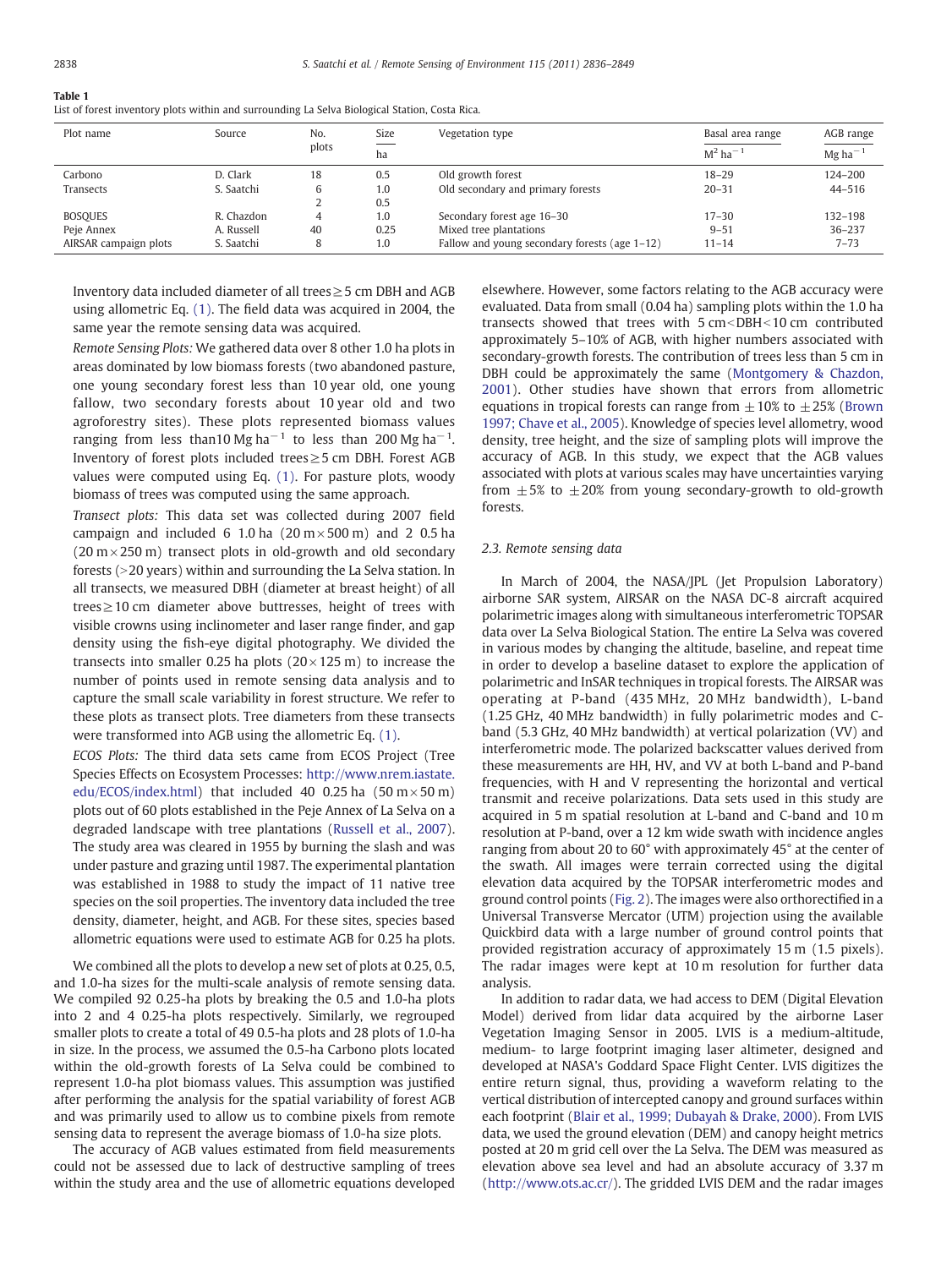**Table 1**
List of forest inventory plots within and surrounding La Selva Biological Station, Costa Rica.

| Plot name | Source | No. plots | Size | Vegetation type | Basal area range | AGB range |
|---|---|---|---|---|---|---|
| | | | ha | | $M^2 ha^{-1}$ | $Mg ha^{-1}$ |
| Carbono | D. Clark | 18 | 0.5 | Old growth forest | 18–29 | 124–200 |
| Transects | S. Saatchi | 6 | 1.0 | Old secondary and primary forests | 20–31 | 44–516 |
| | | 2 | 0.5 | | | |
| BOSQUES | R. Chazdon | 4 | 1.0 | Secondary forest age 16–30 | 17–30 | 132–198 |
| Peje Annex | A. Russell | 40 | 0.25 | Mixed tree plantations | 9–51 | 36–237 |
| AIRSAR campaign plots | S. Saatchi | 8 | 1.0 | Fallow and young secondary forests (age 1–12) | 11–14 | 7–73 |

Inventory data included diameter of all trees ≥ 5 cm DBH and AGB using allometric Eq. (1). The field data was acquired in 2004, the same year the remote sensing data was acquired.

*Remote Sensing Plots:* We gathered data over 8 other 1.0 ha plots in areas dominated by low biomass forests (two abandoned pasture, one young secondary forest less than 10 year old, one young fallow, two secondary forests about 10 year old and two agroforestry sites). These plots represented biomass values ranging from less than10 $Mg ha^{-1}$ to less than 200 $Mg ha^{-1}$. Inventory of forest plots included trees ≥ 5 cm DBH. Forest AGB values were computed using Eq. (1). For pasture plots, woody biomass of trees was computed using the same approach.

*Transect plots:* This data set was collected during 2007 field campaign and included 6 1.0 ha (20 m × 500 m) and 2 0.5 ha (20 m × 250 m) transect plots in old-growth and old secondary forests (>20 years) within and surrounding the La Selva station. In all transects, we measured DBH (diameter at breast height) of all trees ≥ 10 cm diameter above buttresses, height of trees with visible crowns using inclinometer and laser range finder, and gap density using the fish-eye digital photography. We divided the transects into smaller 0.25 ha plots (20 × 125 m) to increase the number of points used in remote sensing data analysis and to capture the small scale variability in forest structure. We refer to these plots as transect plots. Tree diameters from these transects were transformed into AGB using the allometric Eq. (1).

*ECOS Plots:* The third data sets came from ECOS Project (Tree Species Effects on Ecosystem Processes: http://www.nrem.iastate.edu/ECOS/index.html) that included 40 0.25 ha (50 m × 50 m) plots out of 60 plots established in the Peje Annex of La Selva on a degraded landscape with tree plantations (Russell et al., 2007). The study area was cleared in 1955 by burning the slash and was under pasture and grazing until 1987. The experimental plantation was established in 1988 to study the impact of 11 native tree species on the soil properties. The inventory data included the tree density, diameter, height, and AGB. For these sites, species based allometric equations were used to estimate AGB for 0.25 ha plots.

We combined all the plots to develop a new set of plots at 0.25, 0.5, and 1.0-ha sizes for the multi-scale analysis of remote sensing data. We compiled 92 0.25-ha plots by breaking the 0.5 and 1.0-ha plots into 2 and 4 0.25-ha plots respectively. Similarly, we regrouped smaller plots to create a total of 49 0.5-ha plots and 28 plots of 1.0-ha in size. In the process, we assumed the 0.5-ha Carbono plots located within the old-growth forests of La Selva could be combined to represent 1.0-ha plot biomass values. This assumption was justified after performing the analysis for the spatial variability of forest AGB and was primarily used to allow us to combine pixels from remote sensing data to represent the average biomass of 1.0-ha size plots.

The accuracy of AGB values estimated from field measurements could not be assessed due to lack of destructive sampling of trees within the study area and the use of allometric equations developed elsewhere. However, some factors relating to the AGB accuracy were evaluated. Data from small (0.04 ha) sampling plots within the 1.0 ha transects showed that trees with 5 cm < DBH < 10 cm contributed approximately 5–10% of AGB, with higher numbers associated with secondary-growth forests. The contribution of trees less than 5 cm in DBH could be approximately the same (Montgomery & Chazdon, 2001). Other studies have shown that errors from allometric equations in tropical forests can range from ± 10% to ± 25% (Brown 1997; Chave et al., 2005). Knowledge of species level allometry, wood density, tree height, and the size of sampling plots will improve the accuracy of AGB. In this study, we expect that the AGB values associated with plots at various scales may have uncertainties varying from ± 5% to ± 20% from young secondary-growth to old-growth forests.

### 2.3. Remote sensing data

In March of 2004, the NASA/JPL (Jet Propulsion Laboratory) airborne SAR system, AIRSAR on the NASA DC-8 aircraft acquired polarimetric images along with simultaneous interferometric TOPSAR data over La Selva Biological Station. The entire La Selva was covered in various modes by changing the altitude, baseline, and repeat time in order to develop a baseline dataset to explore the application of polarimetric and InSAR techniques in tropical forests. The AIRSAR was operating at P-band (435 MHz, 20 MHz bandwidth), L-band (1.25 GHz, 40 MHz bandwidth) in fully polarimetric modes and C-band (5.3 GHz, 40 MHz bandwidth) at vertical polarization (VV) and interferometric mode. The polarized backscatter values derived from these measurements are HH, HV, and VV at both L-band and P-band frequencies, with H and V representing the horizontal and vertical transmit and receive polarizations. Data sets used in this study are acquired in 5 m spatial resolution at L-band and C-band and 10 m resolution at P-band, over a 12 km wide swath with incidence angles ranging from about 20 to 60° with approximately 45° at the center of the swath. All images were terrain corrected using the digital elevation data acquired by the TOPSAR interferometric modes and ground control points (Fig. 2). The images were also orthorectified in a Universal Transverse Mercator (UTM) projection using the available Quickbird data with a large number of ground control points that provided registration accuracy of approximately 15 m (1.5 pixels). The radar images were kept at 10 m resolution for further data analysis.

In addition to radar data, we had access to DEM (Digital Elevation Model) derived from lidar data acquired by the airborne Laser Vegetation Imaging Sensor in 2005. LVIS is a medium-altitude, medium- to large footprint imaging laser altimeter, designed and developed at NASA's Goddard Space Flight Center. LVIS digitizes the entire return signal, thus, providing a waveform relating to the vertical distribution of intercepted canopy and ground surfaces within each footprint (Blair et al., 1999; Dubayah & Drake, 2000). From LVIS data, we used the ground elevation (DEM) and canopy height metrics posted at 20 m grid cell over the La Selva. The DEM was measured as elevation above sea level and had an absolute accuracy of 3.37 m (http://www.ots.ac.cr/). The gridded LVIS DEM and the radar images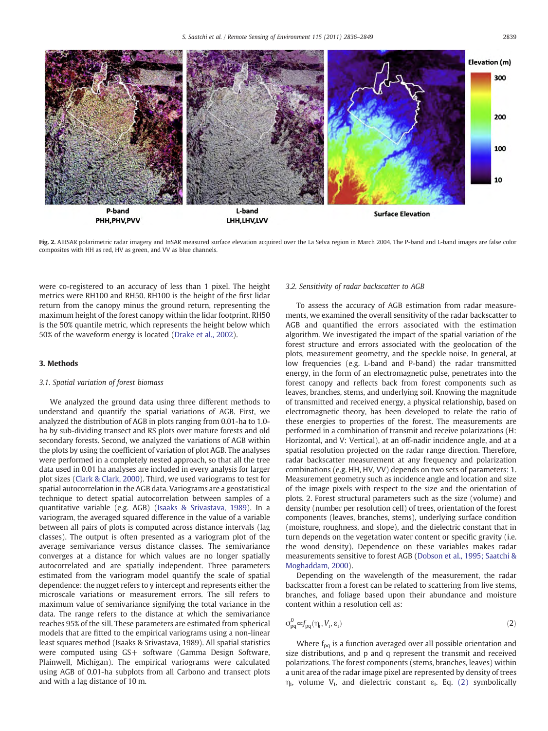P-band
PHH,PHV,PVV

L-band
LHH,LHV,LVV

Surface Elevation

Elevation (m)
300
200
100
10

**Fig. 2.** AIRSAR polarimetric radar imagery and InSAR measured surface elevation acquired over the La Selva region in March 2004. The P-band and L-band images are false color composites with HH as red, HV as green, and VV as blue channels.

were co-registered to an accuracy of less than 1 pixel. The height metrics were RH100 and RH50. RH100 is the height of the first lidar return from the canopy minus the ground return, representing the maximum height of the forest canopy within the lidar footprint. RH50 is the 50% quantile metric, which represents the height below which 50% of the waveform energy is located (Drake et al., 2002).

## 3. Methods

### 3.1. Spatial variation of forest biomass

We analyzed the ground data using three different methods to understand and quantify the spatial variations of AGB. First, we analyzed the distribution of AGB in plots ranging from 0.01-ha to 1.0-ha by sub-dividing transect and RS plots over mature forests and old secondary forests. Second, we analyzed the variations of AGB within the plots by using the coefficient of variation of plot AGB. The analyses were performed in a completely nested approach, so that all the tree data used in 0.01 ha analyses are included in every analysis for larger plot sizes (Clark & Clark, 2000). Third, we used variograms to test for spatial autocorrelation in the AGB data. Variograms are a geostatistical technique to detect spatial autocorrelation between samples of a quantitative variable (e.g. AGB) (Isaaks & Srivastava, 1989). In a variogram, the averaged squared difference in the value of a variable between all pairs of plots is computed across distance intervals (lag classes). The output is often presented as a variogram plot of the average semivariance versus distance classes. The semivariance converges at a distance for which values are no longer spatially autocorrelated and are spatially independent. Three parameters estimated from the variogram model quantify the scale of spatial dependence: the nugget refers to y intercept and represents either the microscale variations or measurement errors. The sill refers to maximum value of semivariance signifying the total variance in the data. The range refers to the distance at which the semivariance reaches 95% of the sill. These parameters are estimated from spherical models that are fitted to the empirical variograms using a non-linear least squares method (Isaaks & Srivastava, 1989). All spatial statistics were computed using GS+ software (Gamma Design Software, Plainwell, Michigan). The empirical variograms were calculated using AGB of 0.01-ha subplots from all Carbono and transect plots and with a lag distance of 10 m.

### 3.2. Sensitivity of radar backscatter to AGB

To assess the accuracy of AGB estimation from radar measurements, we examined the overall sensitivity of the radar backscatter to AGB and quantified the errors associated with the estimation algorithm. We investigated the impact of the spatial variation of the forest structure and errors associated with the geolocation of the plots, measurement geometry, and the speckle noise. In general, at low frequencies (e.g. L-band and P-band) the radar transmitted energy, in the form of an electromagnetic pulse, penetrates into the forest canopy and reflects back from forest components such as leaves, branches, stems, and underlying soil. Knowing the magnitude of transmitted and received energy, a physical relationship, based on electromagnetic theory, has been developed to relate the ratio of these energies to properties of the forest. The measurements are performed in a combination of transmit and receive polarizations (H: Horizontal, and V: Vertical), at an off-nadir incidence angle, and at a spatial resolution projected on the radar range direction. Therefore, radar backscatter measurement at any frequency and polarization combinations (e.g. HH, HV, VV) depends on two sets of parameters: 1. Measurement geometry such as incidence angle and location and size of the image pixels with respect to the size and the orientation of plots. 2. Forest structural parameters such as the size (volume) and density (number per resolution cell) of trees, orientation of the forest components (leaves, branches, stems), underlying surface condition (moisture, roughness, and slope), and the dielectric constant that in turn depends on the vegetation water content or specific gravity (i.e. the wood density). Dependence on these variables makes radar measurements sensitive to forest AGB (Dobson et al., 1995; Saatchi & Moghaddam, 2000).

Depending on the wavelength of the measurement, the radar backscatter from a forest can be related to scattering from live stems, branches, and foliage based upon their abundance and moisture content within a resolution cell as:

$$\sigma^0_{pq} \propto f_{pq}(\eta_i, V_i, \varepsilon_i) \tag{2}$$

Where $f_{pq}$ is a function averaged over all possible orientation and size distributions, and p and q represent the transmit and received polarizations. The forest components (stems, branches, leaves) within a unit area of the radar image pixel are represented by density of trees $\eta_i$, volume $V_i$, and dielectric constant $\varepsilon_i$. Eq. (2) symbolically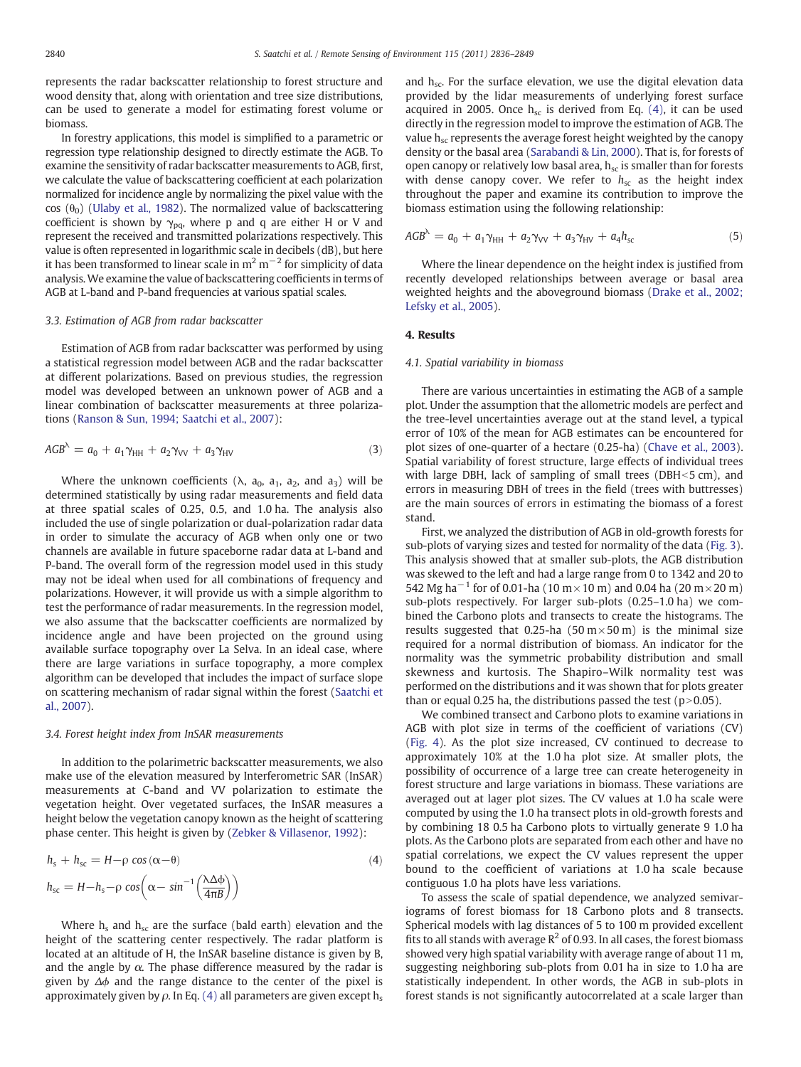represents the radar backscatter relationship to forest structure and wood density that, along with orientation and tree size distributions, can be used to generate a model for estimating forest volume or biomass.

In forestry applications, this model is simplified to a parametric or regression type relationship designed to directly estimate the AGB. To examine the sensitivity of radar backscatter measurements to AGB, first, we calculate the value of backscattering coefficient at each polarization normalized for incidence angle by normalizing the pixel value with the $\cos(\theta_0)$ (Ulaby et al., 1982). The normalized value of backscattering coefficient is shown by $\gamma_{pq}$, where p and q are either H or V and represent the received and transmitted polarizations respectively. This value is often represented in logarithmic scale in decibels (dB), but here it has been transformed to linear scale in $m^2\ m^{-2}$ for simplicity of data analysis. We examine the value of backscattering coefficients in terms of AGB at L-band and P-band frequencies at various spatial scales.

### 3.3. Estimation of AGB from radar backscatter

Estimation of AGB from radar backscatter was performed by using a statistical regression model between AGB and the radar backscatter at different polarizations. Based on previous studies, the regression model was developed between an unknown power of AGB and a linear combination of backscatter measurements at three polarizations (Ranson & Sun, 1994; Saatchi et al., 2007):

$$AGB^{\lambda} = a_0 + a_1\gamma_{HH} + a_2\gamma_{VV} + a_3\gamma_{HV} \tag{3}$$

Where the unknown coefficients ($\lambda$, $a_0$, $a_1$, $a_2$, and $a_3$) will be determined statistically by using radar measurements and field data at three spatial scales of 0.25, 0.5, and 1.0 ha. The analysis also included the use of single polarization or dual-polarization radar data in order to simulate the accuracy of AGB when only one or two channels are available in future spaceborne radar data at L-band and P-band. The overall form of the regression model used in this study may not be ideal when used for all combinations of frequency and polarizations. However, it will provide us with a simple algorithm to test the performance of radar measurements. In the regression model, we also assume that the backscatter coefficients are normalized by incidence angle and have been projected on the ground using available surface topography over La Selva. In an ideal case, where there are large variations in surface topography, a more complex algorithm can be developed that includes the impact of surface slope on scattering mechanism of radar signal within the forest (Saatchi et al., 2007).

### 3.4. Forest height index from InSAR measurements

In addition to the polarimetric backscatter measurements, we also make use of the elevation measured by Interferometric SAR (InSAR) measurements at C-band and VV polarization to estimate the vegetation height. Over vegetated surfaces, the InSAR measures a height below the vegetation canopy known as the height of scattering phase center. This height is given by (Zebker & Villasenor, 1992):

$$\begin{aligned} h_s + h_{sc} &= H - \rho\cos(\alpha - \theta) \\ h_{sc} &= H - h_s - \rho\cos\left(\alpha - \sin^{-1}\left(\frac{\lambda\Delta\phi}{4\pi B}\right)\right) \end{aligned} \tag{4}$$

Where $h_s$ and $h_{sc}$ are the surface (bald earth) elevation and the height of the scattering center respectively. The radar platform is located at an altitude of H, the InSAR baseline distance is given by B, and the angle by $\alpha$. The phase difference measured by the radar is given by $\Delta\phi$ and the range distance to the center of the pixel is approximately given by $\rho$. In Eq. (4) all parameters are given except $h_s$ and $h_{sc}$. For the surface elevation, we use the digital elevation data provided by the lidar measurements of underlying forest surface acquired in 2005. Once $h_{sc}$ is derived from Eq. (4), it can be used directly in the regression model to improve the estimation of AGB. The value $h_{sc}$ represents the average forest height weighted by the canopy density or the basal area (Sarabandi & Lin, 2000). That is, for forests of open canopy or relatively low basal area, $h_{sc}$ is smaller than for forests with dense canopy cover. We refer to $h_{sc}$ as the height index throughout the paper and examine its contribution to improve the biomass estimation using the following relationship:

$$AGB^{\lambda} = a_0 + a_1\gamma_{HH} + a_2\gamma_{VV} + a_3\gamma_{HV} + a_4 h_{sc} \tag{5}$$

Where the linear dependence on the height index is justified from recently developed relationships between average or basal area weighted heights and the aboveground biomass (Drake et al., 2002; Lefsky et al., 2005).

## 4. Results

### 4.1. Spatial variability in biomass

There are various uncertainties in estimating the AGB of a sample plot. Under the assumption that the allometric models are perfect and the tree-level uncertainties average out at the stand level, a typical error of 10% of the mean for AGB estimates can be encountered for plot sizes of one-quarter of a hectare (0.25-ha) (Chave et al., 2003). Spatial variability of forest structure, large effects of individual trees with large DBH, lack of sampling of small trees (DBH<5 cm), and errors in measuring DBH of trees in the field (trees with buttresses) are the main sources of errors in estimating the biomass of a forest stand.

First, we analyzed the distribution of AGB in old-growth forests for sub-plots of varying sizes and tested for normality of the data (Fig. 3). This analysis showed that at smaller sub-plots, the AGB distribution was skewed to the left and had a large range from 0 to 1342 and 20 to 542 Mg $ha^{-1}$ for of 0.01-ha (10 m × 10 m) and 0.04 ha (20 m × 20 m) sub-plots respectively. For larger sub-plots (0.25–1.0 ha) we combined the Carbono plots and transects to create the histograms. The results suggested that 0.25-ha (50 m × 50 m) is the minimal size required for a normal distribution of biomass. An indicator for the normality was the symmetric probability distribution and small skewness and kurtosis. The Shapiro–Wilk normality test was performed on the distributions and it was shown that for plots greater than or equal 0.25 ha, the distributions passed the test ($p > 0.05$).

We combined transect and Carbono plots to examine variations in AGB with plot size in terms of the coefficient of variations (CV) (Fig. 4). As the plot size increased, CV continued to decrease to approximately 10% at the 1.0 ha plot size. At smaller plots, the possibility of occurrence of a large tree can create heterogeneity in forest structure and large variations in biomass. These variations are averaged out at lager plot sizes. The CV values at 1.0 ha scale were computed by using the 1.0 ha transect plots in old-growth forests and by combining 18 0.5 ha Carbono plots to virtually generate 9 1.0 ha plots. As the Carbono plots are separated from each other and have no spatial correlations, we expect the CV values represent the upper bound to the coefficient of variations at 1.0 ha scale because contiguous 1.0 ha plots have less variations.

To assess the scale of spatial dependence, we analyzed semivariograms of forest biomass for 18 Carbono plots and 8 transects. Spherical models with lag distances of 5 to 100 m provided excellent fits to all stands with average $R^2$ of 0.93. In all cases, the forest biomass showed very high spatial variability with average range of about 11 m, suggesting neighboring sub-plots from 0.01 ha in size to 1.0 ha are statistically independent. In other words, the AGB in sub-plots in forest stands is not significantly autocorrelated at a scale larger than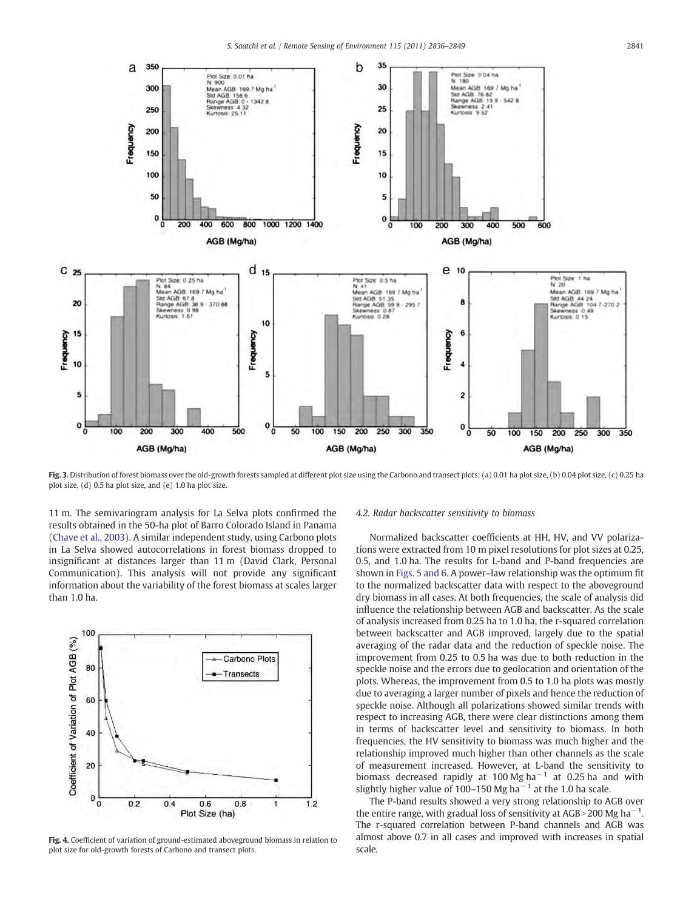Fig. 3. Distribution of forest biomass over the old-growth forests sampled at different plot size using the Carbono and transect plots: (a) 0.01 ha plot size, (b) 0.04 plot size, (c) 0.25 ha plot size, (d) 0.5 ha plot size, and (e) 1.0 ha plot size.

11 m. The semivariogram analysis for La Selva plots confirmed the results obtained in the 50-ha plot of Barro Colorado Island in Panama (Chave et al., 2003). A similar independent study, using Carbono plots in La Selva showed autocorrelations in forest biomass dropped to insignificant at distances larger than 11 m (David Clark, Personal Communication). This analysis will not provide any significant information about the variability of the forest biomass at scales larger than 1.0 ha.

Fig. 4. Coefficient of variation of ground-estimated aboveground biomass in relation to plot size for old-growth forests of Carbono and transect plots.

### 4.2. Radar backscatter sensitivity to biomass

Normalized backscatter coefficients at HH, HV, and VV polarizations were extracted from 10 m pixel resolutions for plot sizes at 0.25, 0.5, and 1.0 ha. The results for L-band and P-band frequencies are shown in Figs. 5 and 6. A power–law relationship was the optimum fit to the normalized backscatter data with respect to the aboveground dry biomass in all cases. At both frequencies, the scale of analysis did influence the relationship between AGB and backscatter. As the scale of analysis increased from 0.25 ha to 1.0 ha, the r-squared correlation between backscatter and AGB improved, largely due to the spatial averaging of the radar data and the reduction of speckle noise. The improvement from 0.25 to 0.5 ha was due to both reduction in the speckle noise and the errors due to geolocation and orientation of the plots. Whereas, the improvement from 0.5 to 1.0 ha plots was mostly due to averaging a larger number of pixels and hence the reduction of speckle noise. Although all polarizations showed similar trends with respect to increasing AGB, there were clear distinctions among them in terms of backscatter level and sensitivity to biomass. In both frequencies, the HV sensitivity to biomass was much higher and the relationship improved much higher than other channels as the scale of measurement increased. However, at L-band the sensitivity to biomass decreased rapidly at 100 Mg ha$^{-1}$ at 0.25 ha and with slightly higher value of 100–150 Mg ha$^{-1}$ at the 1.0 ha scale.

The P-band results showed a very strong relationship to AGB over the entire range, with gradual loss of sensitivity at AGB > 200 Mg ha$^{-1}$. The r-squared correlation between P-band channels and AGB was almost above 0.7 in all cases and improved with increases in spatial scale.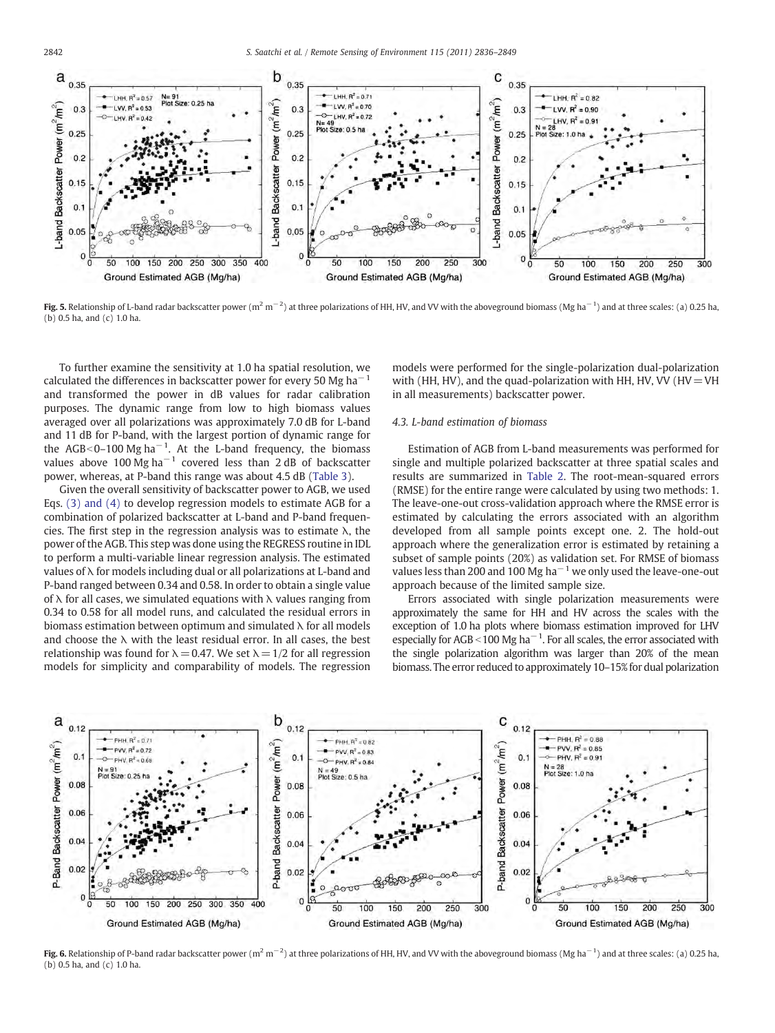**Fig. 5.** Relationship of L-band radar backscatter power ($m^2\ m^{-2}$) at three polarizations of HH, HV, and VV with the aboveground biomass ($Mg\ ha^{-1}$) and at three scales: (a) 0.25 ha, (b) 0.5 ha, and (c) 1.0 ha.

To further examine the sensitivity at 1.0 ha spatial resolution, we calculated the differences in backscatter power for every 50 $Mg\ ha^{-1}$ and transformed the power in dB values for radar calibration purposes. The dynamic range from low to high biomass values averaged over all polarizations was approximately 7.0 dB for L-band and 11 dB for P-band, with the largest portion of dynamic range for the AGB<0–100 $Mg\ ha^{-1}$. At the L-band frequency, the biomass values above 100 $Mg\ ha^{-1}$ covered less than 2 dB of backscatter power, whereas, at P-band this range was about 4.5 dB (Table 3).

Given the overall sensitivity of backscatter power to AGB, we used Eqs. (3) and (4) to develop regression models to estimate AGB for a combination of polarized backscatter at L-band and P-band frequencies. The first step in the regression analysis was to estimate $\lambda$, the power of the AGB. This step was done using the REGRESS routine in IDL to perform a multi-variable linear regression analysis. The estimated values of $\lambda$ for models including dual or all polarizations at L-band and P-band ranged between 0.34 and 0.58. In order to obtain a single value of $\lambda$ for all cases, we simulated equations with $\lambda$ values ranging from 0.34 to 0.58 for all model runs, and calculated the residual errors in biomass estimation between optimum and simulated $\lambda$ for all models and choose the $\lambda$ with the least residual error. In all cases, the best relationship was found for $\lambda = 0.47$. We set $\lambda = 1/2$ for all regression models for simplicity and comparability of models. The regression models were performed for the single-polarization dual-polarization with (HH, HV), and the quad-polarization with HH, HV, VV (HV = VH in all measurements) backscatter power.

### 4.3. L-band estimation of biomass

Estimation of AGB from L-band measurements was performed for single and multiple polarized backscatter at three spatial scales and results are summarized in Table 2. The root-mean-squared errors (RMSE) for the entire range were calculated by using two methods: 1. The leave-one-out cross-validation approach where the RMSE error is estimated by calculating the errors associated with an algorithm developed from all sample points except one. 2. The hold-out approach where the generalization error is estimated by retaining a subset of sample points (20%) as validation set. For RMSE of biomass values less than 200 and 100 $Mg\ ha^{-1}$ we only used the leave-one-out approach because of the limited sample size.

Errors associated with single polarization measurements were approximately the same for HH and HV across the scales with the exception of 1.0 ha plots where biomass estimation improved for LHV especially for AGB<100 $Mg\ ha^{-1}$. For all scales, the error associated with the single polarization algorithm was larger than 20% of the mean biomass. The error reduced to approximately 10–15% for dual polarization

**Fig. 6.** Relationship of P-band radar backscatter power ($m^2\ m^{-2}$) at three polarizations of HH, HV, and VV with the aboveground biomass ($Mg\ ha^{-1}$) and at three scales: (a) 0.25 ha, (b) 0.5 ha, and (c) 1.0 ha.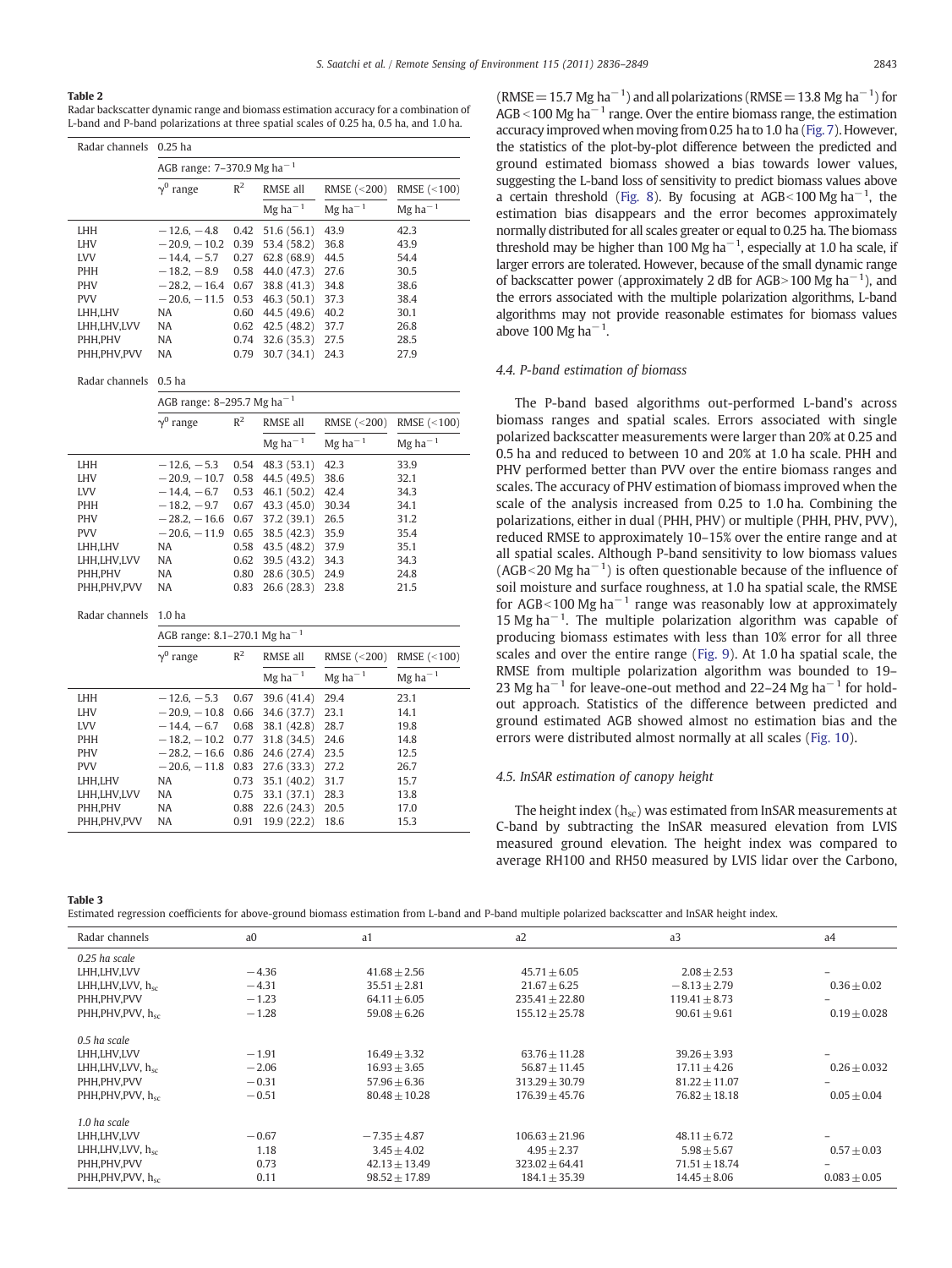**Table 2**
Radar backscatter dynamic range and biomass estimation accuracy for a combination of L-band and P-band polarizations at three spatial scales of 0.25 ha, 0.5 ha, and 1.0 ha.

| Radar channels | 0.25 ha | | | | |
|---|---|---|---|---|---|
| | AGB range: 7–370.9 Mg ha$^{-1}$ | | | | |
| | $\gamma^0$ range | $R^2$ | RMSE all | RMSE (<200) | RMSE (<100) |
| | | | Mg ha$^{-1}$ | Mg ha$^{-1}$ | Mg ha$^{-1}$ |
| LHH | −12.6, −4.8 | 0.42 | 51.6 (56.1) | 43.9 | 42.3 |
| LHV | −20.9, −10.2 | 0.39 | 53.4 (58.2) | 36.8 | 43.9 |
| LVV | −14.4, −5.7 | 0.27 | 62.8 (68.9) | 44.5 | 54.4 |
| PHH | −18.2, −8.9 | 0.58 | 44.0 (47.3) | 27.6 | 30.5 |
| PHV | −28.2, −16.4 | 0.67 | 38.8 (41.3) | 34.8 | 38.6 |
| PVV | −20.6, −11.5 | 0.53 | 46.3 (50.1) | 37.3 | 38.4 |
| LHH,LHV | NA | 0.60 | 44.5 (49.6) | 40.2 | 30.1 |
| LHH,LHV,LVV | NA | 0.62 | 42.5 (48.2) | 37.7 | 26.8 |
| PHH,PHV | NA | 0.74 | 32.6 (35.3) | 27.5 | 28.5 |
| PHH,PHV,PVV | NA | 0.79 | 30.7 (34.1) | 24.3 | 27.9 |

| Radar channels | 0.5 ha | | | | |
|---|---|---|---|---|---|
| | AGB range: 8–295.7 Mg ha$^{-1}$ | | | | |
| | $\gamma^0$ range | $R^2$ | RMSE all | RMSE (<200) | RMSE (<100) |
| | | | Mg ha$^{-1}$ | Mg ha$^{-1}$ | Mg ha$^{-1}$ |
| LHH | −12.6, −5.3 | 0.54 | 48.3 (53.1) | 42.3 | 33.9 |
| LHV | −20.9, −10.7 | 0.58 | 44.5 (49.5) | 38.6 | 32.1 |
| LVV | −14.4, −6.7 | 0.53 | 46.1 (50.2) | 42.4 | 34.3 |
| PHH | −18.2, −9.7 | 0.67 | 43.3 (45.0) | 30.34 | 34.1 |
| PHV | −28.2, −16.6 | 0.67 | 37.2 (39.1) | 26.5 | 31.2 |
| PVV | −20.6, −11.9 | 0.65 | 38.5 (42.3) | 35.9 | 35.4 |
| LHH,LHV | NA | 0.58 | 43.5 (48.2) | 37.9 | 35.1 |
| LHH,LHV,LVV | NA | 0.62 | 39.5 (43.2) | 34.3 | 34.3 |
| PHH,PHV | NA | 0.80 | 28.6 (30.5) | 24.9 | 24.8 |
| PHH,PHV,PVV | NA | 0.83 | 26.6 (28.3) | 23.8 | 21.5 |

| Radar channels | 1.0 ha | | | | |
|---|---|---|---|---|---|
| | AGB range: 8.1–270.1 Mg ha$^{-1}$ | | | | |
| | $\gamma^0$ range | $R^2$ | RMSE all | RMSE (<200) | RMSE (<100) |
| | | | Mg ha$^{-1}$ | Mg ha$^{-1}$ | Mg ha$^{-1}$ |
| LHH | −12.6, −5.3 | 0.67 | 39.6 (41.4) | 29.4 | 23.1 |
| LHV | −20.9, −10.8 | 0.66 | 34.6 (37.7) | 23.1 | 14.1 |
| LVV | −14.4, −6.7 | 0.68 | 38.1 (42.8) | 28.7 | 19.8 |
| PHH | −18.2, −10.2 | 0.77 | 31.8 (34.5) | 24.6 | 14.8 |
| PHV | −28.2, −16.6 | 0.86 | 24.6 (27.4) | 23.5 | 12.5 |
| PVV | −20.6, −11.8 | 0.83 | 27.6 (33.3) | 27.2 | 26.7 |
| LHH,LHV | NA | 0.73 | 35.1 (40.2) | 31.7 | 15.7 |
| LHH,LHV,LVV | NA | 0.75 | 33.1 (37.1) | 28.3 | 13.8 |
| PHH,PHV | NA | 0.88 | 22.6 (24.3) | 20.5 | 17.0 |
| PHH,PHV,PVV | NA | 0.91 | 19.9 (22.2) | 18.6 | 15.3 |

(RMSE = 15.7 Mg ha$^{-1}$) and all polarizations (RMSE = 13.8 Mg ha$^{-1}$) for AGB < 100 Mg ha$^{-1}$ range. Over the entire biomass range, the estimation accuracy improved when moving from 0.25 ha to 1.0 ha (Fig. 7). However, the statistics of the plot-by-plot difference between the predicted and ground estimated biomass showed a bias towards lower values, suggesting the L-band loss of sensitivity to predict biomass values above a certain threshold (Fig. 8). By focusing at AGB < 100 Mg ha$^{-1}$, the estimation bias disappears and the error becomes approximately normally distributed for all scales greater or equal to 0.25 ha. The biomass threshold may be higher than 100 Mg ha$^{-1}$, especially at 1.0 ha scale, if larger errors are tolerated. However, because of the small dynamic range of backscatter power (approximately 2 dB for AGB > 100 Mg ha$^{-1}$), and the errors associated with the multiple polarization algorithms, L-band algorithms may not provide reasonable estimates for biomass values above 100 Mg ha$^{-1}$.

### 4.4. P-band estimation of biomass

The P-band based algorithms out-performed L-band's across biomass ranges and spatial scales. Errors associated with single polarized backscatter measurements were larger than 20% at 0.25 and 0.5 ha and reduced to between 10 and 20% at 1.0 ha scale. PHH and PHV performed better than PVV over the entire biomass ranges and scales. The accuracy of PHV estimation of biomass improved when the scale of the analysis increased from 0.25 to 1.0 ha. Combining the polarizations, either in dual (PHH, PHV) or multiple (PHH, PHV, PVV), reduced RMSE to approximately 10–15% over the entire range and at all spatial scales. Although P-band sensitivity to low biomass values (AGB < 20 Mg ha$^{-1}$) is often questionable because of the influence of soil moisture and surface roughness, at 1.0 ha spatial scale, the RMSE for AGB < 100 Mg ha$^{-1}$ range was reasonably low at approximately 15 Mg ha$^{-1}$. The multiple polarization algorithm was capable of producing biomass estimates with less than 10% error for all three scales and over the entire range (Fig. 9). At 1.0 ha spatial scale, the RMSE from multiple polarization algorithm was bounded to 19–23 Mg ha$^{-1}$ for leave-one-out method and 22–24 Mg ha$^{-1}$ for hold-out approach. Statistics of the difference between predicted and ground estimated AGB showed almost no estimation bias and the errors were distributed almost normally at all scales (Fig. 10).

### 4.5. InSAR estimation of canopy height

The height index ($h_{sc}$) was estimated from InSAR measurements at C-band by subtracting the InSAR measured elevation from LVIS measured ground elevation. The height index was compared to average RH100 and RH50 measured by LVIS lidar over the Carbono,

**Table 3**
Estimated regression coefficients for above-ground biomass estimation from L-band and P-band multiple polarized backscatter and InSAR height index.

| Radar channels | a0 | a1 | a2 | a3 | a4 |
|---|---|---|---|---|---|
| *0.25 ha scale* | | | | | |
| LHH,LHV,LVV | −4.36 | 41.68 ± 2.56 | 45.71 ± 6.05 | 2.08 ± 2.53 | – |
| LHH,LHV,LVV, $h_{sc}$ | −4.31 | 35.51 ± 2.81 | 21.67 ± 6.25 | −8.13 ± 2.79 | 0.36 ± 0.02 |
| PHH,PHV,PVV | −1.23 | 64.11 ± 6.05 | 235.41 ± 22.80 | 119.41 ± 8.73 | – |
| PHH,PHV,PVV, $h_{sc}$ | −1.28 | 59.08 ± 6.26 | 155.12 ± 25.78 | 90.61 ± 9.61 | 0.19 ± 0.028 |
| *0.5 ha scale* | | | | | |
| LHH,LHV,LVV | −1.91 | 16.49 ± 3.32 | 63.76 ± 11.28 | 39.26 ± 3.93 | – |
| LHH,LHV,LVV, $h_{sc}$ | −2.06 | 16.93 ± 3.65 | 56.87 ± 11.45 | 17.11 ± 4.26 | 0.26 ± 0.032 |
| PHH,PHV,PVV | −0.31 | 57.96 ± 6.36 | 313.29 ± 30.79 | 81.22 ± 11.07 | – |
| PHH,PHV,PVV, $h_{sc}$ | −0.51 | 80.48 ± 10.28 | 176.39 ± 45.76 | 76.82 ± 18.18 | 0.05 ± 0.04 |
| *1.0 ha scale* | | | | | |
| LHH,LHV,LVV | −0.67 | −7.35 ± 4.87 | 106.63 ± 21.96 | 48.11 ± 6.72 | – |
| LHH,LHV,LVV, $h_{sc}$ | 1.18 | 3.45 ± 4.02 | 4.95 ± 2.37 | 5.98 ± 5.67 | 0.57 ± 0.03 |
| PHH,PHV,PVV | 0.73 | 42.13 ± 13.49 | 323.02 ± 64.41 | 71.51 ± 18.74 | – |
| PHH,PHV,PVV, $h_{sc}$ | 0.11 | 98.52 ± 17.89 | 184.1 ± 35.39 | 14.45 ± 8.06 | 0.083 ± 0.05 |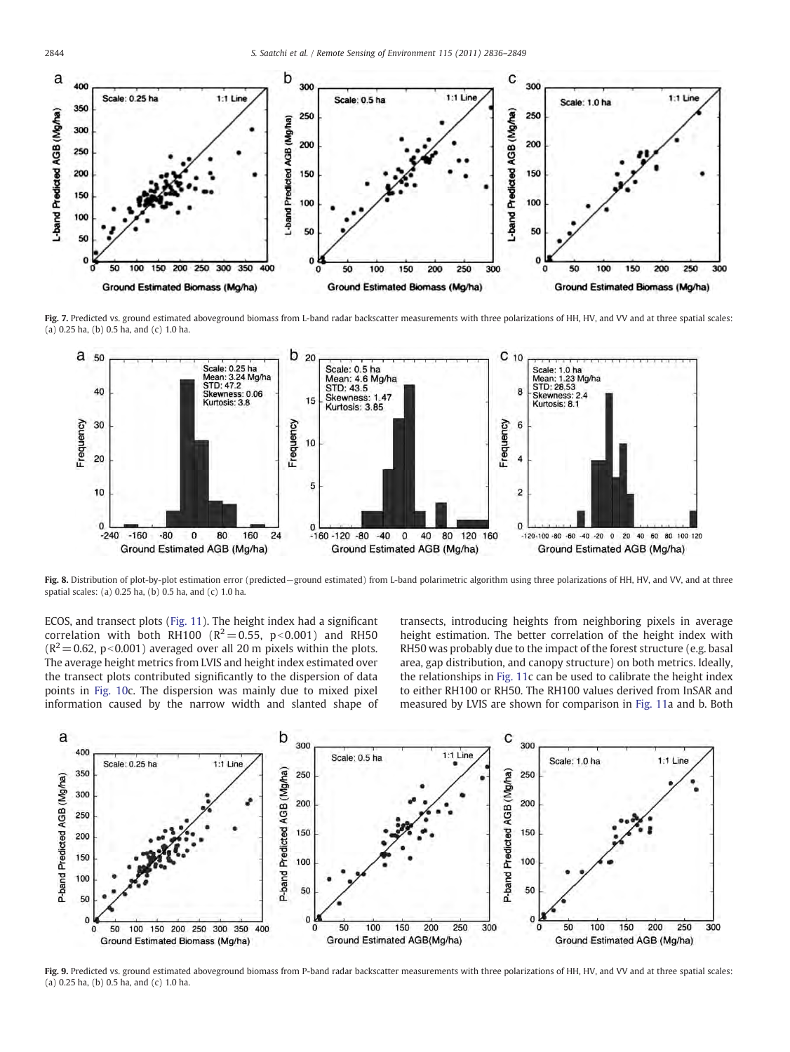Fig. 7. Predicted vs. ground estimated aboveground biomass from L-band radar backscatter measurements with three polarizations of HH, HV, and VV and at three spatial scales: (a) 0.25 ha, (b) 0.5 ha, and (c) 1.0 ha.

Fig. 8. Distribution of plot-by-plot estimation error (predicted−ground estimated) from L-band polarimetric algorithm using three polarizations of HH, HV, and VV, and at three spatial scales: (a) 0.25 ha, (b) 0.5 ha, and (c) 1.0 ha.

ECOS, and transect plots (Fig. 11). The height index had a significant correlation with both RH100 ($R^2 = 0.55$, $p < 0.001$) and RH50 ($R^2 = 0.62$, $p < 0.001$) averaged over all 20 m pixels within the plots. The average height metrics from LVIS and height index estimated over the transect plots contributed significantly to the dispersion of data points in Fig. 10c. The dispersion was mainly due to mixed pixel information caused by the narrow width and slanted shape of transects, introducing heights from neighboring pixels in average height estimation. The better correlation of the height index with RH50 was probably due to the impact of the forest structure (e.g. basal area, gap distribution, and canopy structure) on both metrics. Ideally, the relationships in Fig. 11c can be used to calibrate the height index to either RH100 or RH50. The RH100 values derived from InSAR and measured by LVIS are shown for comparison in Fig. 11a and b. Both

Fig. 9. Predicted vs. ground estimated aboveground biomass from P-band radar backscatter measurements with three polarizations of HH, HV, and VV and at three spatial scales: (a) 0.25 ha, (b) 0.5 ha, and (c) 1.0 ha.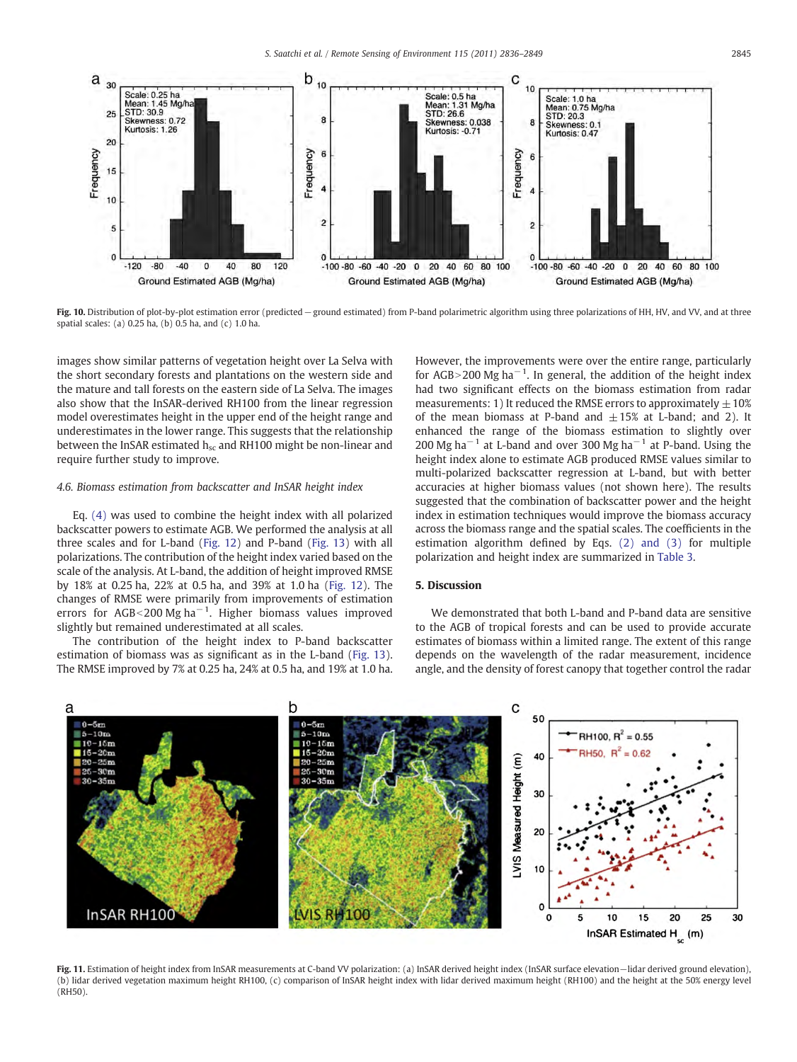Fig. 10. Distribution of plot-by-plot estimation error (predicted − ground estimated) from P-band polarimetric algorithm using three polarizations of HH, HV, and VV, and at three spatial scales: (a) 0.25 ha, (b) 0.5 ha, and (c) 1.0 ha.

images show similar patterns of vegetation height over La Selva with the short secondary forests and plantations on the western side and the mature and tall forests on the eastern side of La Selva. The images also show that the InSAR-derived RH100 from the linear regression model overestimates height in the upper end of the height range and underestimates in the lower range. This suggests that the relationship between the InSAR estimated $h_{sc}$ and RH100 might be non-linear and require further study to improve.

### 4.6. Biomass estimation from backscatter and InSAR height index

Eq. (4) was used to combine the height index with all polarized backscatter powers to estimate AGB. We performed the analysis at all three scales and for L-band (Fig. 12) and P-band (Fig. 13) with all polarizations. The contribution of the height index varied based on the scale of the analysis. At L-band, the addition of height improved RMSE by 18% at 0.25 ha, 22% at 0.5 ha, and 39% at 1.0 ha (Fig. 12). The changes of RMSE were primarily from improvements of estimation errors for AGB<200 Mg ha$^{-1}$. Higher biomass values improved slightly but remained underestimated at all scales.

The contribution of the height index to P-band backscatter estimation of biomass was as significant as in the L-band (Fig. 13). The RMSE improved by 7% at 0.25 ha, 24% at 0.5 ha, and 19% at 1.0 ha. However, the improvements were over the entire range, particularly for AGB>200 Mg ha$^{-1}$. In general, the addition of the height index had two significant effects on the biomass estimation from radar measurements: 1) It reduced the RMSE errors to approximately ±10% of the mean biomass at P-band and ±15% at L-band; and 2). It enhanced the range of the biomass estimation to slightly over 200 Mg ha$^{-1}$ at L-band and over 300 Mg ha$^{-1}$ at P-band. Using the height index alone to estimate AGB produced RMSE values similar to multi-polarized backscatter regression at L-band, but with better accuracies at higher biomass values (not shown here). The results suggested that the combination of backscatter power and the height index in estimation techniques would improve the biomass accuracy across the biomass range and the spatial scales. The coefficients in the estimation algorithm defined by Eqs. (2) and (3) for multiple polarization and height index are summarized in Table 3.

## 5. Discussion

We demonstrated that both L-band and P-band data are sensitive to the AGB of tropical forests and can be used to provide accurate estimates of biomass within a limited range. The extent of this range depends on the wavelength of the radar measurement, incidence angle, and the density of forest canopy that together control the radar

Fig. 11. Estimation of height index from InSAR measurements at C-band VV polarization: (a) InSAR derived height index (InSAR surface elevation−lidar derived ground elevation), (b) lidar derived vegetation maximum height RH100, (c) comparison of InSAR height index with lidar derived maximum height (RH100) and the height at the 50% energy level (RH50).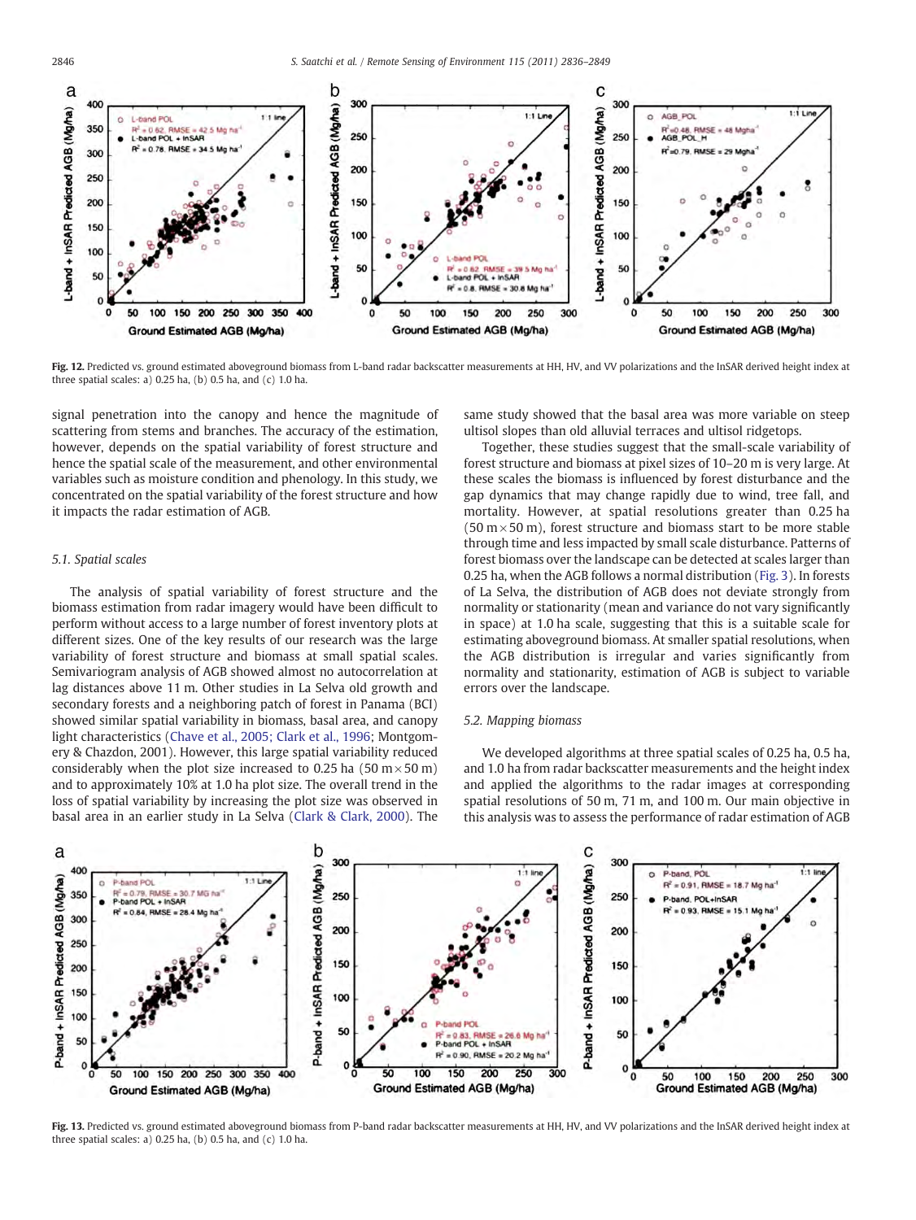Fig. 12. Predicted vs. ground estimated aboveground biomass from L-band radar backscatter measurements at HH, HV, and VV polarizations and the InSAR derived height index at three spatial scales: a) 0.25 ha, (b) 0.5 ha, and (c) 1.0 ha.

signal penetration into the canopy and hence the magnitude of scattering from stems and branches. The accuracy of the estimation, however, depends on the spatial variability of forest structure and hence the spatial scale of the measurement, and other environmental variables such as moisture condition and phenology. In this study, we concentrated on the spatial variability of the forest structure and how it impacts the radar estimation of AGB.

### 5.1. Spatial scales

The analysis of spatial variability of forest structure and the biomass estimation from radar imagery would have been difficult to perform without access to a large number of forest inventory plots at different sizes. One of the key results of our research was the large variability of forest structure and biomass at small spatial scales. Semivariogram analysis of AGB showed almost no autocorrelation at lag distances above 11 m. Other studies in La Selva old growth and secondary forests and a neighboring patch of forest in Panama (BCI) showed similar spatial variability in biomass, basal area, and canopy light characteristics (Chave et al., 2005; Clark et al., 1996; Montgomery & Chazdon, 2001). However, this large spatial variability reduced considerably when the plot size increased to 0.25 ha (50 m × 50 m) and to approximately 10% at 1.0 ha plot size. The overall trend in the loss of spatial variability by increasing the plot size was observed in basal area in an earlier study in La Selva (Clark & Clark, 2000). The same study showed that the basal area was more variable on steep ultisol slopes than old alluvial terraces and ultisol ridgetops.

Together, these studies suggest that the small-scale variability of forest structure and biomass at pixel sizes of 10–20 m is very large. At these scales the biomass is influenced by forest disturbance and the gap dynamics that may change rapidly due to wind, tree fall, and mortality. However, at spatial resolutions greater than 0.25 ha (50 m × 50 m), forest structure and biomass start to be more stable through time and less impacted by small scale disturbance. Patterns of forest biomass over the landscape can be detected at scales larger than 0.25 ha, when the AGB follows a normal distribution (Fig. 3). In forests of La Selva, the distribution of AGB does not deviate strongly from normality or stationarity (mean and variance do not vary significantly in space) at 1.0 ha scale, suggesting that this is a suitable scale for estimating aboveground biomass. At smaller spatial resolutions, when the AGB distribution is irregular and varies significantly from normality and stationarity, estimation of AGB is subject to variable errors over the landscape.

### 5.2. Mapping biomass

We developed algorithms at three spatial scales of 0.25 ha, 0.5 ha, and 1.0 ha from radar backscatter measurements and the height index and applied the algorithms to the radar images at corresponding spatial resolutions of 50 m, 71 m, and 100 m. Our main objective in this analysis was to assess the performance of radar estimation of AGB

Fig. 13. Predicted vs. ground estimated aboveground biomass from P-band radar backscatter measurements at HH, HV, and VV polarizations and the InSAR derived height index at three spatial scales: a) 0.25 ha, (b) 0.5 ha, and (c) 1.0 ha.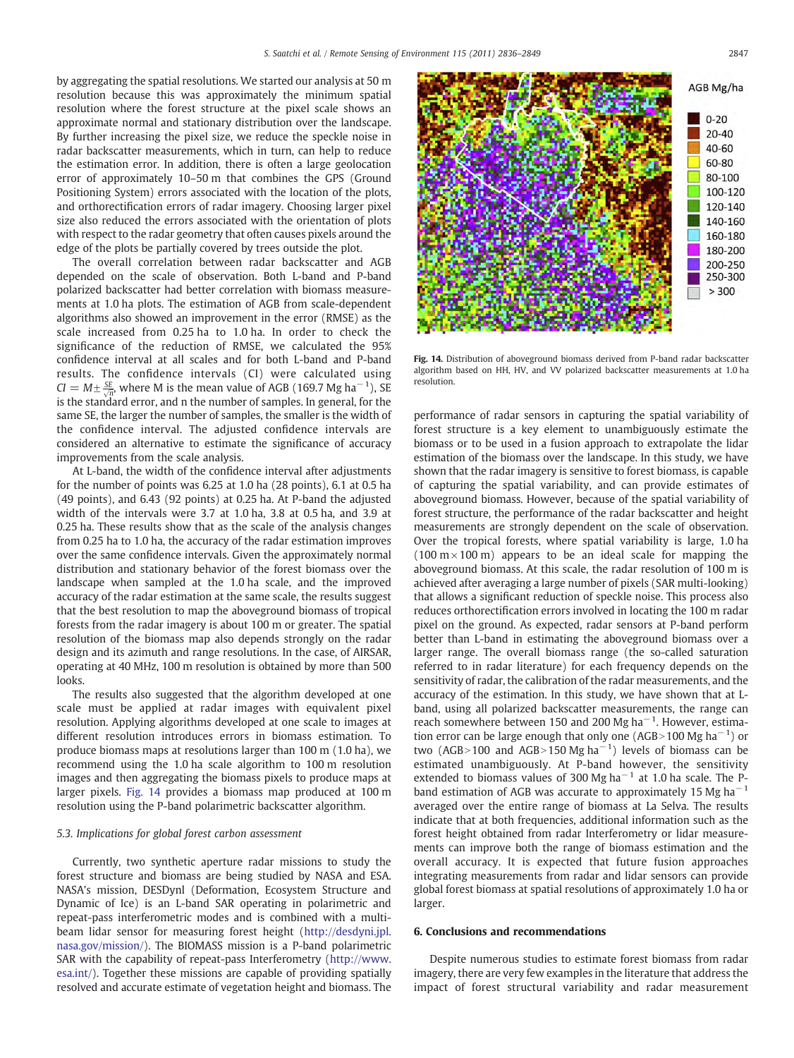by aggregating the spatial resolutions. We started our analysis at 50 m resolution because this was approximately the minimum spatial resolution where the forest structure at the pixel scale shows an approximate normal and stationary distribution over the landscape. By further increasing the pixel size, we reduce the speckle noise in radar backscatter measurements, which in turn, can help to reduce the estimation error. In addition, there is often a large geolocation error of approximately 10–50 m that combines the GPS (Ground Positioning System) errors associated with the location of the plots, and orthorectification errors of radar imagery. Choosing larger pixel size also reduced the errors associated with the orientation of plots with respect to the radar geometry that often causes pixels around the edge of the plots be partially covered by trees outside the plot.

The overall correlation between radar backscatter and AGB depended on the scale of observation. Both L-band and P-band polarized backscatter had better correlation with biomass measurements at 1.0 ha plots. The estimation of AGB from scale-dependent algorithms also showed an improvement in the error (RMSE) as the scale increased from 0.25 ha to 1.0 ha. In order to check the significance of the reduction of RMSE, we calculated the 95% confidence interval at all scales and for both L-band and P-band results. The confidence intervals (CI) were calculated using $CI = M \pm \frac{SE}{\sqrt{n}}$, where M is the mean value of AGB (169.7 Mg ha$^{-1}$), SE is the standard error, and n the number of samples. In general, for the same SE, the larger the number of samples, the smaller is the width of the confidence interval. The adjusted confidence intervals are considered an alternative to estimate the significance of accuracy improvements from the scale analysis.

At L-band, the width of the confidence interval after adjustments for the number of points was 6.25 at 1.0 ha (28 points), 6.1 at 0.5 ha (49 points), and 6.43 (92 points) at 0.25 ha. At P-band the adjusted width of the intervals were 3.7 at 1.0 ha, 3.8 at 0.5 ha, and 3.9 at 0.25 ha. These results show that as the scale of the analysis changes from 0.25 ha to 1.0 ha, the accuracy of the radar estimation improves over the same confidence intervals. Given the approximately normal distribution and stationary behavior of the forest biomass over the landscape when sampled at the 1.0 ha scale, and the improved accuracy of the radar estimation at the same scale, the results suggest that the best resolution to map the aboveground biomass of tropical forests from the radar imagery is about 100 m or greater. The spatial resolution of the biomass map also depends strongly on the radar design and its azimuth and range resolutions. In the case of AIRSAR, operating at 40 MHz, 100 m resolution is obtained by more than 500 looks.

The results also suggested that the algorithm developed at one scale must be applied at radar images with equivalent pixel resolution. Applying algorithms developed at one scale to images at different resolution introduces errors in biomass estimation. To produce biomass maps at resolutions larger than 100 m (1.0 ha), we recommend using the 1.0 ha scale algorithm to 100 m resolution images and then aggregating the biomass pixels to produce maps at larger pixels. Fig. 14 provides a biomass map produced at 100 m resolution using the P-band polarimetric backscatter algorithm.

### 5.3. Implications for global forest carbon assessment

Currently, two synthetic aperture radar missions to study the forest structure and biomass are being studied by NASA and ESA. NASA's mission, DESDynI (Deformation, Ecosystem Structure and Dynamic of Ice) is an L-band SAR operating in polarimetric and repeat-pass interferometric modes and is combined with a multi-beam lidar sensor for measuring forest height (http://desdyni.jpl.nasa.gov/mission/). The BIOMASS mission is a P-band polarimetric SAR with the capability of repeat-pass Interferometry (http://www.esa.int/). Together these missions are capable of providing spatially resolved and accurate estimate of vegetation height and biomass. The

Fig. 14. Distribution of aboveground biomass derived from P-band radar backscatter algorithm based on HH, HV, and VV polarized backscatter measurements at 1.0 ha resolution.

performance of radar sensors in capturing the spatial variability of forest structure is a key element to unambiguously estimate the biomass or to be used in a fusion approach to extrapolate the lidar estimation of the biomass over the landscape. In this study, we have shown that the radar imagery is sensitive to forest biomass, is capable of capturing the spatial variability, and can provide estimates of aboveground biomass. However, because of the spatial variability of forest structure, the performance of the radar backscatter and height measurements are strongly dependent on the scale of observation. Over the tropical forests, where spatial variability is large, 1.0 ha (100 m × 100 m) appears to be an ideal scale for mapping the aboveground biomass. At this scale, the radar resolution of 100 m is achieved after averaging a large number of pixels (SAR multi-looking) that allows a significant reduction of speckle noise. This process also reduces orthorectification errors involved in locating the 100 m radar pixel on the ground. As expected, radar sensors at P-band perform better than L-band in estimating the aboveground biomass over a larger range. The overall biomass range (the so-called saturation referred to in radar literature) for each frequency depends on the sensitivity of radar, the calibration of the radar measurements, and the accuracy of the estimation. In this study, we have shown that at L-band, using all polarized backscatter measurements, the range can reach somewhere between 150 and 200 Mg ha$^{-1}$. However, estimation error can be large enough that only one (AGB > 100 Mg ha$^{-1}$) or two (AGB > 100 and AGB > 150 Mg ha$^{-1}$) levels of biomass can be estimated unambiguously. At P-band however, the sensitivity extended to biomass values of 300 Mg ha$^{-1}$ at 1.0 ha scale. The P-band estimation of AGB was accurate to approximately 15 Mg ha$^{-1}$ averaged over the entire range of biomass at La Selva. The results indicate that at both frequencies, additional information such as the forest height obtained from radar Interferometry or lidar measurements can improve both the range of biomass estimation and the overall accuracy. It is expected that future fusion approaches integrating measurements from radar and lidar sensors can provide global forest biomass at spatial resolutions of approximately 1.0 ha or larger.

## 6. Conclusions and recommendations

Despite numerous studies to estimate forest biomass from radar imagery, there are very few examples in the literature that address the impact of forest structural variability and radar measurement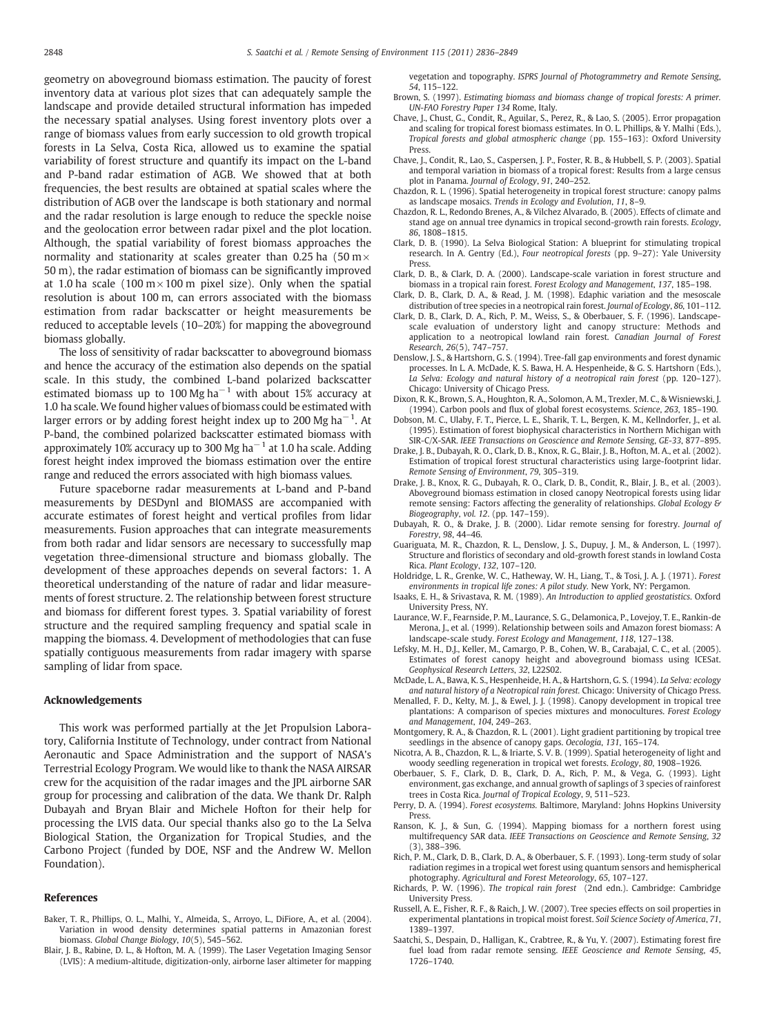geometry on aboveground biomass estimation. The paucity of forest inventory data at various plot sizes that can adequately sample the landscape and provide detailed structural information has impeded the necessary spatial analyses. Using forest inventory plots over a range of biomass values from early succession to old growth tropical forests in La Selva, Costa Rica, allowed us to examine the spatial variability of forest structure and quantify its impact on the L-band and P-band radar estimation of AGB. We showed that at both frequencies, the best results are obtained at spatial scales where the distribution of AGB over the landscape is both stationary and normal and the radar resolution is large enough to reduce the speckle noise and the geolocation error between radar pixel and the plot location. Although, the spatial variability of forest biomass approaches the normality and stationarity at scales greater than 0.25 ha ($50\,m \times 50\,m$), the radar estimation of biomass can be significantly improved at 1.0 ha scale ($100\,m \times 100\,m$ pixel size). Only when the spatial resolution is about 100 m, can errors associated with the biomass estimation from radar backscatter or height measurements be reduced to acceptable levels (10–20%) for mapping the aboveground biomass globally.

The loss of sensitivity of radar backscatter to aboveground biomass and hence the accuracy of the estimation also depends on the spatial scale. In this study, the combined L-band polarized backscatter estimated biomass up to 100 Mg $ha^{-1}$ with about 15% accuracy at 1.0 ha scale. We found higher values of biomass could be estimated with larger errors or by adding forest height index up to 200 Mg $ha^{-1}$. At P-band, the combined polarized backscatter estimated biomass with approximately 10% accuracy up to 300 Mg $ha^{-1}$ at 1.0 ha scale. Adding forest height index improved the biomass estimation over the entire range and reduced the errors associated with high biomass values.

Future spaceborne radar measurements at L-band and P-band measurements by DESDynI and BIOMASS are accompanied with accurate estimates of forest height and vertical profiles from lidar measurements. Fusion approaches that can integrate measurements from both radar and lidar sensors are necessary to successfully map vegetation three-dimensional structure and biomass globally. The development of these approaches depends on several factors: 1. A theoretical understanding of the nature of radar and lidar measurements of forest structure. 2. The relationship between forest structure and biomass for different forest types. 3. Spatial variability of forest structure and the required sampling frequency and spatial scale in mapping the biomass. 4. Development of methodologies that can fuse spatially contiguous measurements from radar imagery with sparse sampling of lidar from space.

## Acknowledgements

This work was performed partially at the Jet Propulsion Laboratory, California Institute of Technology, under contract from National Aeronautic and Space Administration and the support of NASA's Terrestrial Ecology Program. We would like to thank the NASA AIRSAR crew for the acquisition of the radar images and the JPL airborne SAR group for processing and calibration of the data. We thank Dr. Ralph Dubayah and Bryan Blair and Michele Hofton for their help for processing the LVIS data. Our special thanks also go to the La Selva Biological Station, the Organization for Tropical Studies, and the Carbono Project (funded by DOE, NSF and the Andrew W. Mellon Foundation).

## References

Baker, T. R., Phillips, O. L., Malhi, Y., Almeida, S., Arroyo, L., DiFiore, A., et al. (2004). Variation in wood density determines spatial patterns in Amazonian forest biomass. *Global Change Biology*, *10*(5), 545–562.

Blair, J. B., Rabine, D. L., & Hofton, M. A. (1999). The Laser Vegetation Imaging Sensor (LVIS): A medium-altitude, digitization-only, airborne laser altimeter for mapping vegetation and topography. *ISPRS Journal of Photogrammetry and Remote Sensing*, *54*, 115–122.

Brown, S. (1997). *Estimating biomass and biomass change of tropical forests: A primer. UN-FAO Forestry Paper 134* Rome, Italy.

Chave, J., Chust, G., Condit, R., Aguilar, S., Perez, R., & Lao, S. (2005). Error propagation and scaling for tropical forest biomass estimates. In O. L. Phillips, & Y. Malhi (Eds.), *Tropical forests and global atmospheric change* (pp. 155–163): Oxford University Press.

Chave, J., Condit, R., Lao, S., Caspersen, J. P., Foster, R. B., & Hubbell, S. P. (2003). Spatial and temporal variation in biomass of a tropical forest: Results from a large census plot in Panama. *Journal of Ecology*, *91*, 240–252.

Chazdon, R. L. (1996). Spatial heterogeneity in tropical forest structure: canopy palms as landscape mosaics. *Trends in Ecology and Evolution*, *11*, 8–9.

Chazdon, R. L., Redondo Brenes, A., & Vilchez Alvarado, B. (2005). Effects of climate and stand age on annual tree dynamics in tropical second-growth rain forests. *Ecology*, *86*, 1808–1815.

Clark, D. B. (1990). La Selva Biological Station: A blueprint for stimulating tropical research. In A. Gentry (Ed.), *Four neotropical forests* (pp. 9–27): Yale University Press.

Clark, D. B., & Clark, D. A. (2000). Landscape-scale variation in forest structure and biomass in a tropical rain forest. *Forest Ecology and Management*, *137*, 185–198.

Clark, D. B., Clark, D. A., & Read, J. M. (1998). Edaphic variation and the mesoscale distribution of tree species in a neotropical rain forest. *Journal of Ecology*, *86*, 101–112.

Clark, D. B., Clark, D. A., Rich, P. M., Weiss, S., & Oberbauer, S. F. (1996). Landscape-scale evaluation of understory light and canopy structure: Methods and application to a neotropical lowland rain forest. *Canadian Journal of Forest Research*, *26*(5), 747–757.

Denslow, J. S., & Hartshorn, G. S. (1994). Tree-fall gap environments and forest dynamic processes. In L. A. McDade, K. S. Bawa, H. A. Hespenheide, & G. S. Hartshorn (Eds.), *La Selva: Ecology and natural history of a neotropical rain forest* (pp. 120–127). Chicago: University of Chicago Press.

Dixon, R. K., Brown, S. A., Houghton, R. A., Solomon, A. M., Trexler, M. C., & Wisniewski, J. (1994). Carbon pools and flux of global forest ecosystems. *Science*, *263*, 185–190.

Dobson, M. C., Ulaby, F. T., Pierce, L. E., Sharik, T. L., Bergen, K. M., Kellndorfer, J., et al. (1995). Estimation of forest biophysical characteristics in Northern Michigan with SIR-C/X-SAR. *IEEE Transactions on Geoscience and Remote Sensing*, *GE-33*, 877–895.

Drake, J. B., Dubayah, R. O., Clark, D. B., Knox, R. G., Blair, J. B., Hofton, M. A., et al. (2002). Estimation of tropical forest structural characteristics using large-footprint lidar. *Remote Sensing of Environment*, *79*, 305–319.

Drake, J. B., Knox, R. G., Dubayah, R. O., Clark, D. B., Condit, R., Blair, J. B., et al. (2003). Aboveground biomass estimation in closed canopy Neotropical forests using lidar remote sensing: Factors affecting the generality of relationships. *Global Ecology & Biogeography*, *vol. 12*. (pp. 147–159).

Dubayah, R. O., & Drake, J. B. (2000). Lidar remote sensing for forestry. *Journal of Forestry*, *98*, 44–46.

Guariguata, M. R., Chazdon, R. L., Denslow, J. S., Dupuy, J. M., & Anderson, L. (1997). Structure and floristics of secondary and old-growth forest stands in lowland Costa Rica. *Plant Ecology*, *132*, 107–120.

Holdridge, L. R., Grenke, W. C., Hatheway, W. H., Liang, T., & Tosi, J. A. J. (1971). *Forest environments in tropical life zones: A pilot study*. New York, NY: Pergamon.

Isaaks, E. H., & Srivastava, R. M. (1989). *An Introduction to applied geostatistics*. Oxford University Press, NY.

Laurance, W. F., Fearnside, P. M., Laurance, S. G., Delamonica, P., Lovejoy, T. E., Rankin-de Merona, J., et al. (1999). Relationship between soils and Amazon forest biomass: A landscape-scale study. *Forest Ecology and Management*, *118*, 127–138.

Lefsky, M. H., D.J., Keller, M., Camargo, P. B., Cohen, W. B., Carabajal, C. C., et al. (2005). Estimates of forest canopy height and aboveground biomass using ICESat. *Geophysical Research Letters*, *32*, L22S02.

McDade, L. A., Bawa, K. S., Hespenheide, H. A., & Hartshorn, G. S. (1994). *La Selva: ecology and natural history of a Neotropical rain forest*. Chicago: University of Chicago Press.

Menalled, F. D., Kelty, M. J., & Ewel, J. J. (1998). Canopy development in tropical tree plantations: A comparison of species mixtures and monocultures. *Forest Ecology and Management*, *104*, 249–263.

Montgomery, R. A., & Chazdon, R. L. (2001). Light gradient partitioning by tropical tree seedlings in the absence of canopy gaps. *Oecologia*, *131*, 165–174.

Nicotra, A. B., Chazdon, R. L., & Iriarte, S. V. B. (1999). Spatial heterogeneity of light and woody seedling regeneration in tropical wet forests. *Ecology*, *80*, 1908–1926.

Oberbauer, S. F., Clark, D. B., Clark, D. A., Rich, P. M., & Vega, G. (1993). Light environment, gas exchange, and annual growth of saplings of 3 species of rainforest trees in Costa Rica. *Journal of Tropical Ecology*, *9*, 511–523.

Perry, D. A. (1994). *Forest ecosystems*. Baltimore, Maryland: Johns Hopkins University Press.

Ranson, K. J., & Sun, G. (1994). Mapping biomass for a northern forest using multifrequency SAR data. *IEEE Transactions on Geoscience and Remote Sensing*, *32* (3), 388–396.

Rich, P. M., Clark, D. B., Clark, D. A., & Oberbauer, S. F. (1993). Long-term study of solar radiation regimes in a tropical wet forest using quantum sensors and hemispherical photography. *Agricultural and Forest Meteorology*, *65*, 107–127.

Richards, P. W. (1996). *The tropical rain forest* (2nd edn.). Cambridge: Cambridge University Press.

Russell, A. E., Fisher, R. F., & Raich, J. W. (2007). Tree species effects on soil properties in experimental plantations in tropical moist forest. *Soil Science Society of America*, *71*, 1389–1397.

Saatchi, S., Despain, D., Halligan, K., Crabtree, R., & Yu, Y. (2007). Estimating forest fire fuel load from radar remote sensing. *IEEE Geoscience and Remote Sensing*, *45*, 1726–1740.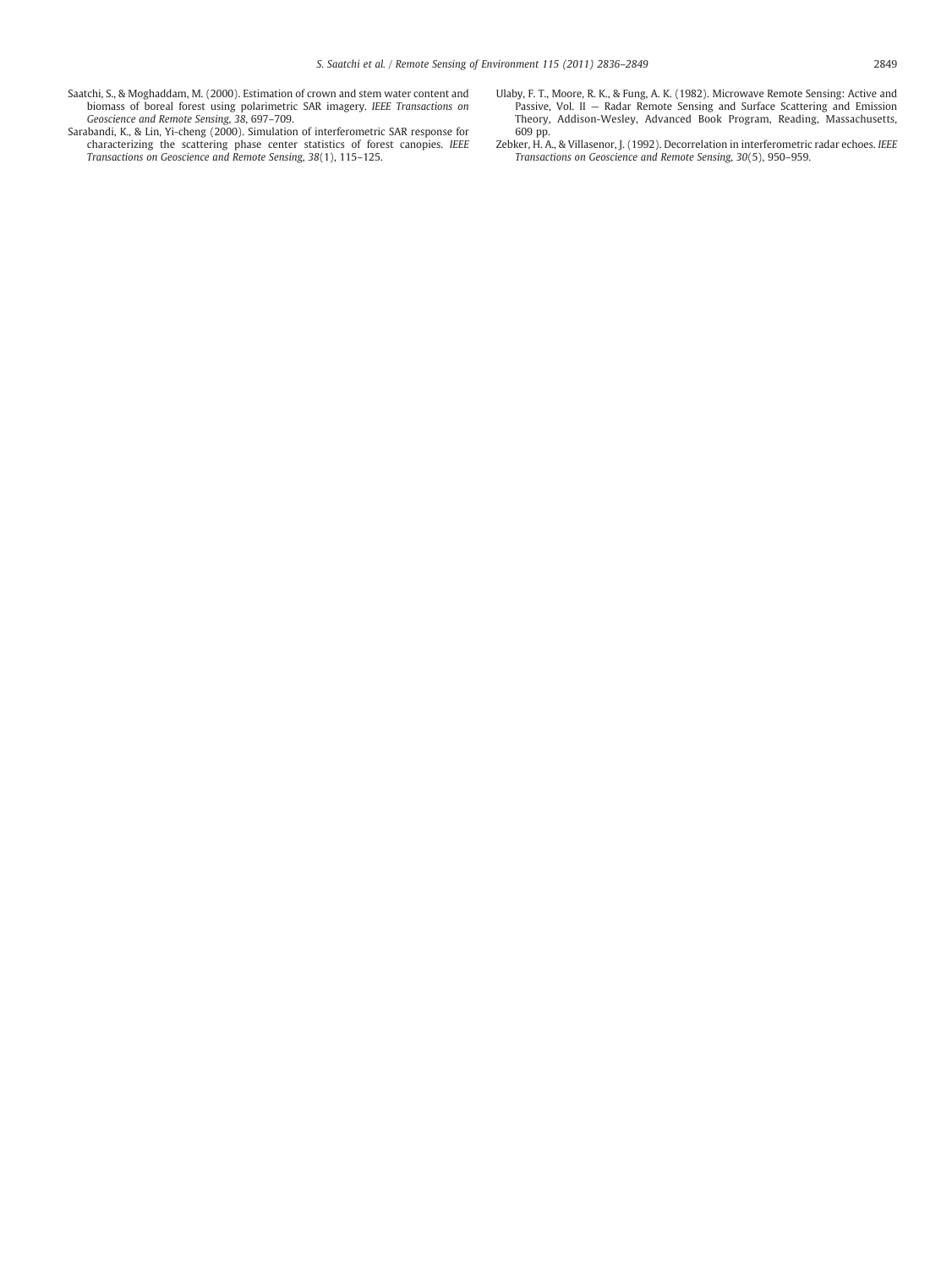Saatchi, S., & Moghaddam, M. (2000). Estimation of crown and stem water content and biomass of boreal forest using polarimetric SAR imagery. *IEEE Transactions on Geoscience and Remote Sensing*, *38*, 697–709.

Sarabandi, K., & Lin, Yi-cheng (2000). Simulation of interferometric SAR response for characterizing the scattering phase center statistics of forest canopies. *IEEE Transactions on Geoscience and Remote Sensing*, *38*(1), 115–125.

Ulaby, F. T., Moore, R. K., & Fung, A. K. (1982). Microwave Remote Sensing: Active and Passive, Vol. II — Radar Remote Sensing and Surface Scattering and Emission Theory, Addison-Wesley, Advanced Book Program, Reading, Massachusetts, 609 pp.

Zebker, H. A., & Villasenor, J. (1992). Decorrelation in interferometric radar echoes. *IEEE Transactions on Geoscience and Remote Sensing*, *30*(5), 950–959.